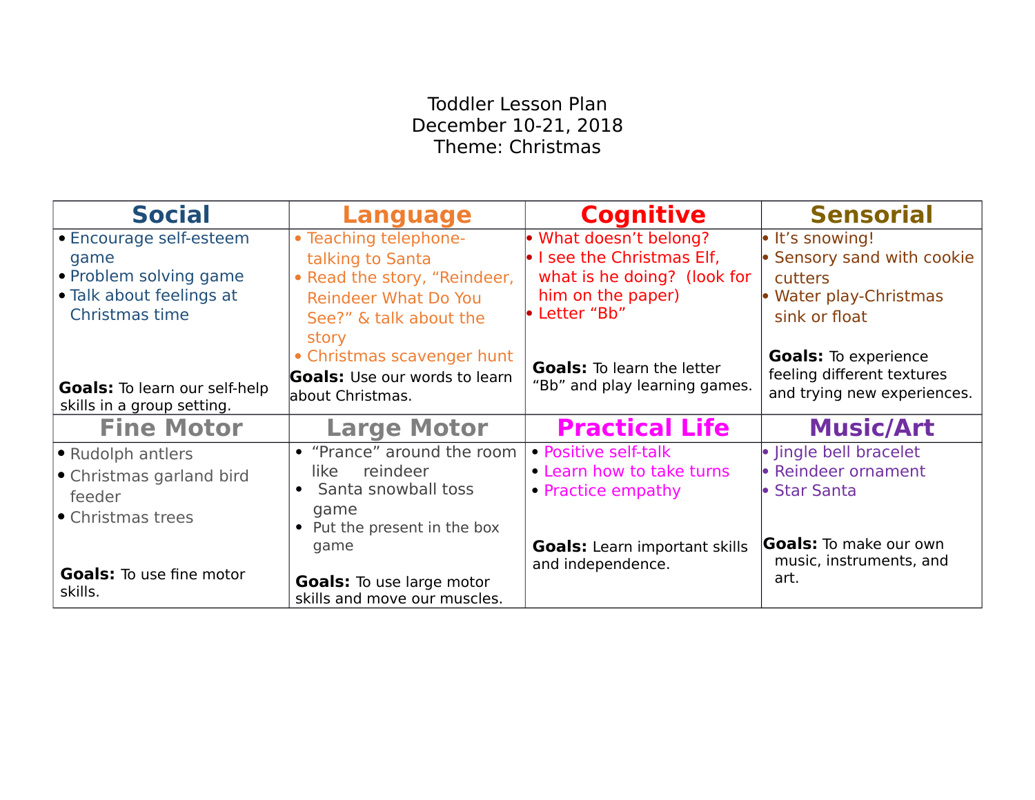Toddler Lesson Plan
December 10-21, 2018
Theme: Christmas

| Social | Language | Cognitive | Sensorial |
|---|---|---|---|
| • Encourage self-esteem game<br>• Problem solving game<br>• Talk about feelings at Christmas time<br><br>**Goals:** To learn our self-help skills in a group setting. | • Teaching telephone-talking to Santa<br>• Read the story, "Reindeer, Reindeer What Do You See?" & talk about the story<br>• Christmas scavenger hunt<br><br>**Goals:** Use our words to learn about Christmas. | • What doesn't belong?<br>• I see the Christmas Elf, what is he doing? (look for him on the paper)<br>• Letter "Bb"<br><br>**Goals:** To learn the letter "Bb" and play learning games. | • It's snowing!<br>• Sensory sand with cookie cutters<br>• Water play-Christmas sink or float<br><br>**Goals:** To experience feeling different textures and trying new experiences. |
| **Fine Motor** | **Large Motor** | **Practical Life** | **Music/Art** |
| • Rudolph antlers<br>• Christmas garland bird feeder<br>• Christmas trees<br><br>**Goals:** To use fine motor skills. | • "Prance" around the room like reindeer<br>• Santa snowball toss game<br>• Put the present in the box game<br><br>**Goals:** To use large motor skills and move our muscles. | • Positive self-talk<br>• Learn how to take turns<br>• Practice empathy<br><br>**Goals:** Learn important skills and independence. | • Jingle bell bracelet<br>• Reindeer ornament<br>• Star Santa<br><br>**Goals:** To make our own music, instruments, and art. |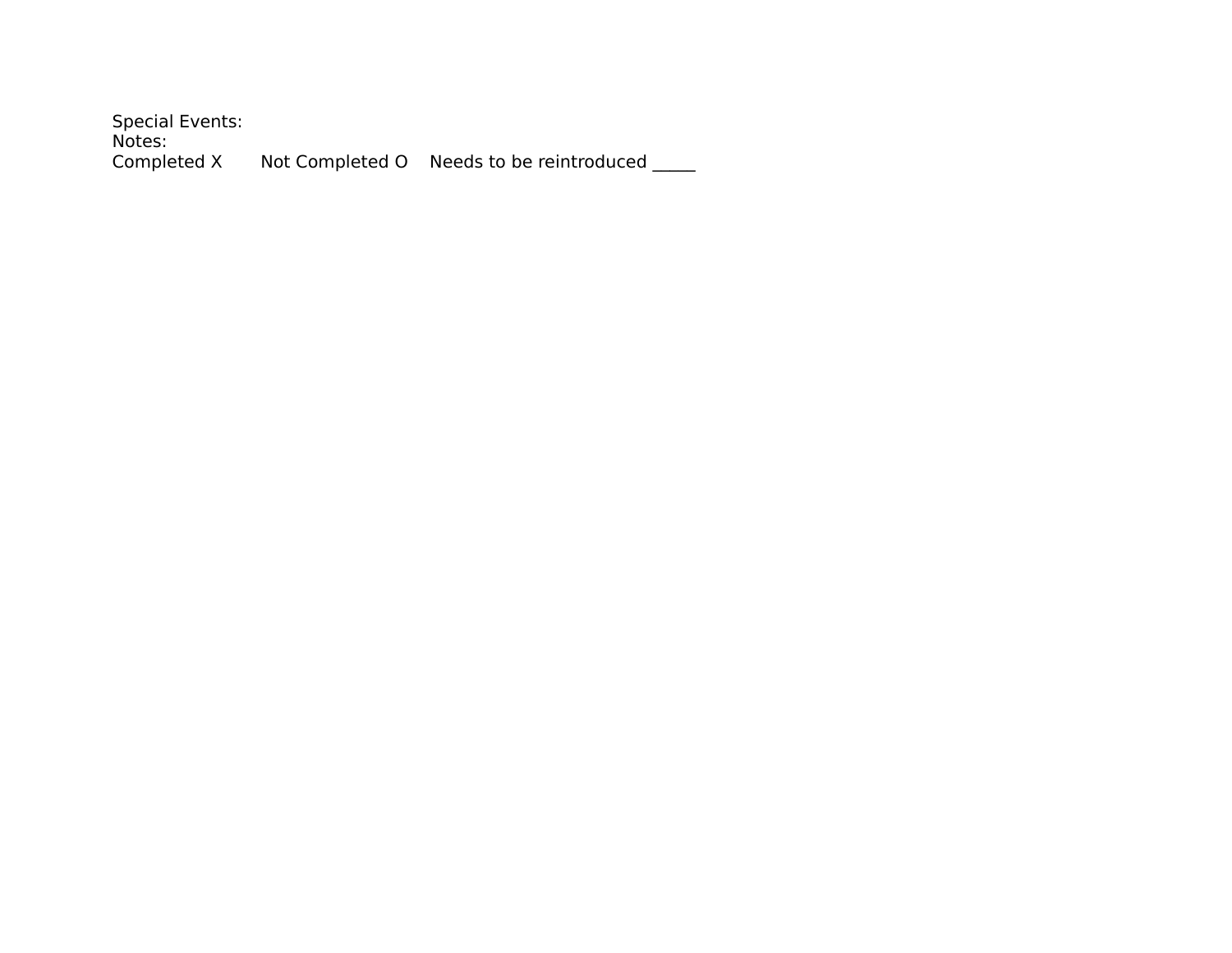Special Events:
Notes:
Completed X     Not Completed O     Needs to be reintroduced _____